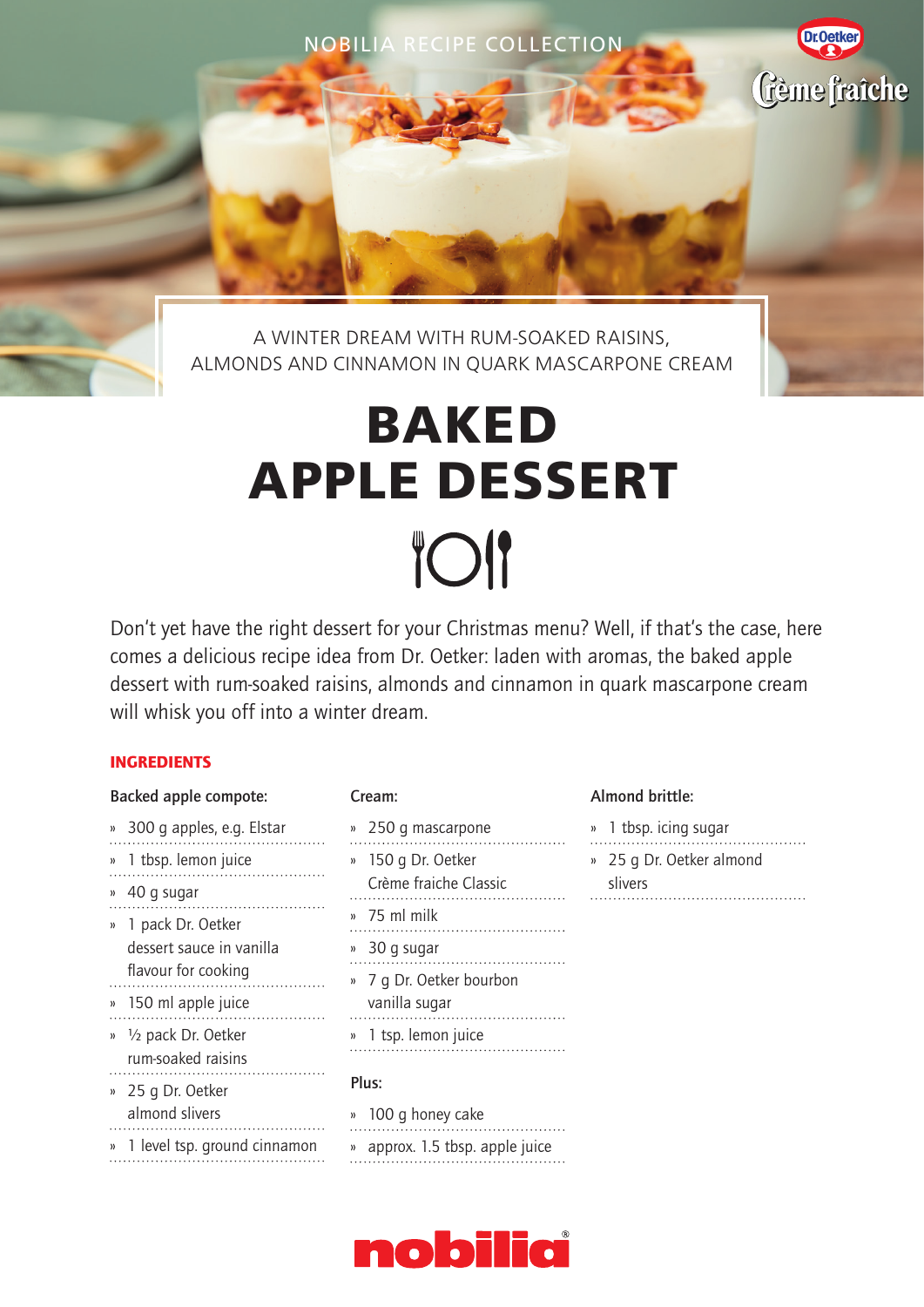NOBILIA RECIPE COLLECTION

Dr.Oetker Crème fraîche

A WINTER DREAM WITH RUM-SOAKED RAISINS, ALMONDS AND CINNAMON IN QUARK MASCARPONE CREAM

# BAKED APPLE DESSERT

Don't yet have the right dessert for your Christmas menu? Well, if that's the case, here comes a delicious recipe idea from Dr. Oetker: laden with aromas, the baked apple dessert with rum-soaked raisins, almonds and cinnamon in quark mascarpone cream will whisk you off into a winter dream.

## INGREDIENTS

### Backed apple compote:

- 300 g apples, e.g. Elstar
- 1 tbsp. lemon juice
- 40 g sugar
- 1 pack Dr. Oetker dessert sauce in vanilla flavour for cooking
- 150 ml apple juice
- ½ pack Dr. Oetker rum-soaked raisins
- 25 g Dr. Oetker almond slivers
- 1 level tsp. ground cinnamon

### Cream:

- 250 g mascarpone
- 150 g Dr. Oetker Crème fraiche Classic
- 75 ml milk
- 30 g sugar
- 7 g Dr. Oetker bourbon vanilla sugar
- 1 tsp. lemon juice

### Plus:

- 100 g honey cake
- approx. 1.5 tbsp. apple juice

### Almond brittle:

- 1 tbsp. icing sugar
- 25 g Dr. Oetker almond slivers

nobilia®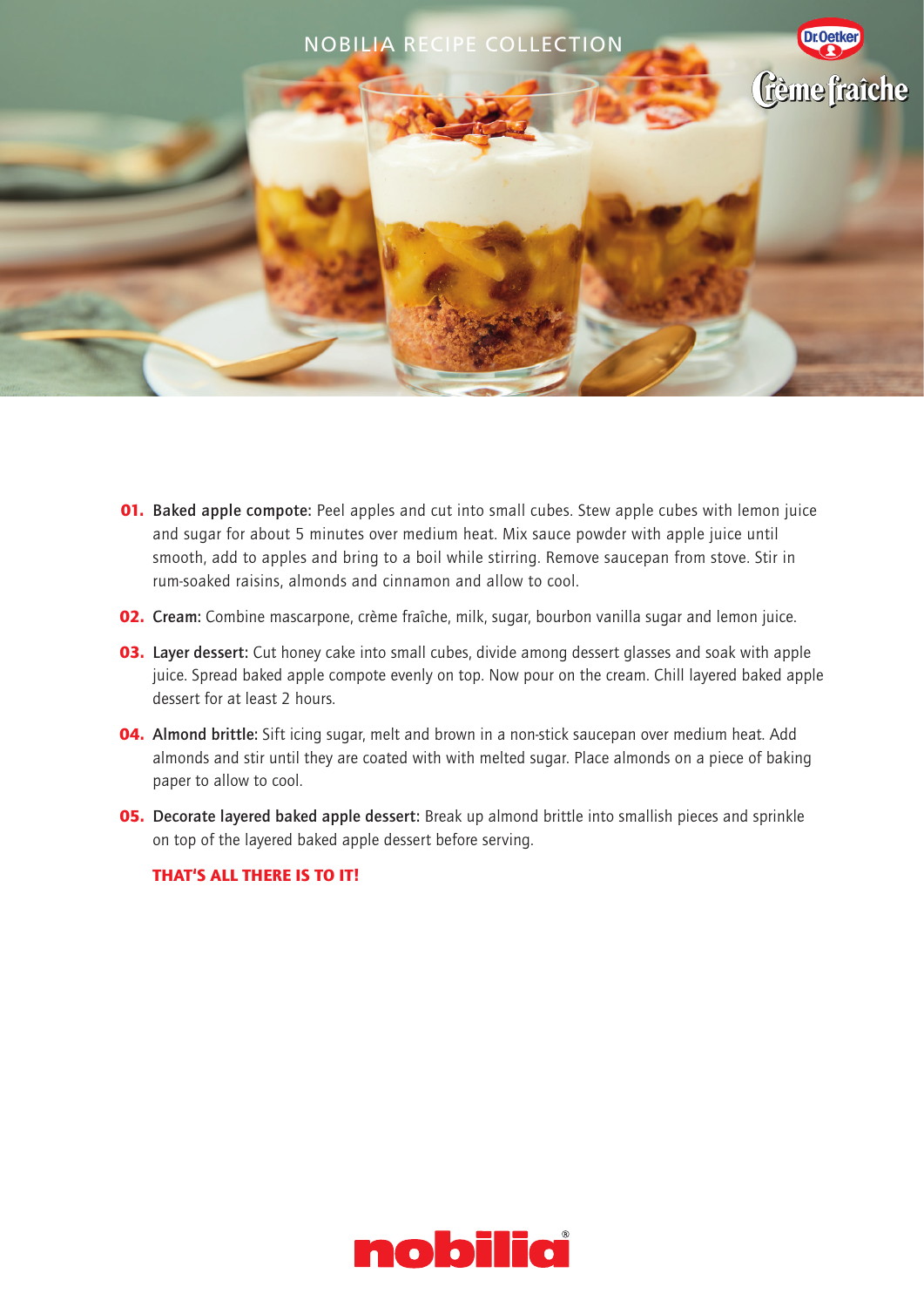1. **Baked apple compote:** Peel apples and cut into small cubes. Stew apple cubes with lemon juice and sugar for about 5 minutes over medium heat. Mix sauce powder with apple juice until smooth, add to apples and bring to a boil while stirring. Remove saucepan from stove. Stir in rum-soaked raisins, almonds and cinnamon and allow to cool.

2. **Cream:** Combine mascarpone, crème fraîche, milk, sugar, bourbon vanilla sugar and lemon juice.

3. **Layer dessert:** Cut honey cake into small cubes, divide among dessert glasses and soak with apple juice. Spread baked apple compote evenly on top. Now pour on the cream. Chill layered baked apple dessert for at least 2 hours.

4. **Almond brittle:** Sift icing sugar, melt and brown in a non-stick saucepan over medium heat. Add almonds and stir until they are coated with with melted sugar. Place almonds on a piece of baking paper to allow to cool.

5. **Decorate layered baked apple dessert:** Break up almond brittle into smallish pieces and sprinkle on top of the layered baked apple dessert before serving.

**THAT'S ALL THERE IS TO IT!**